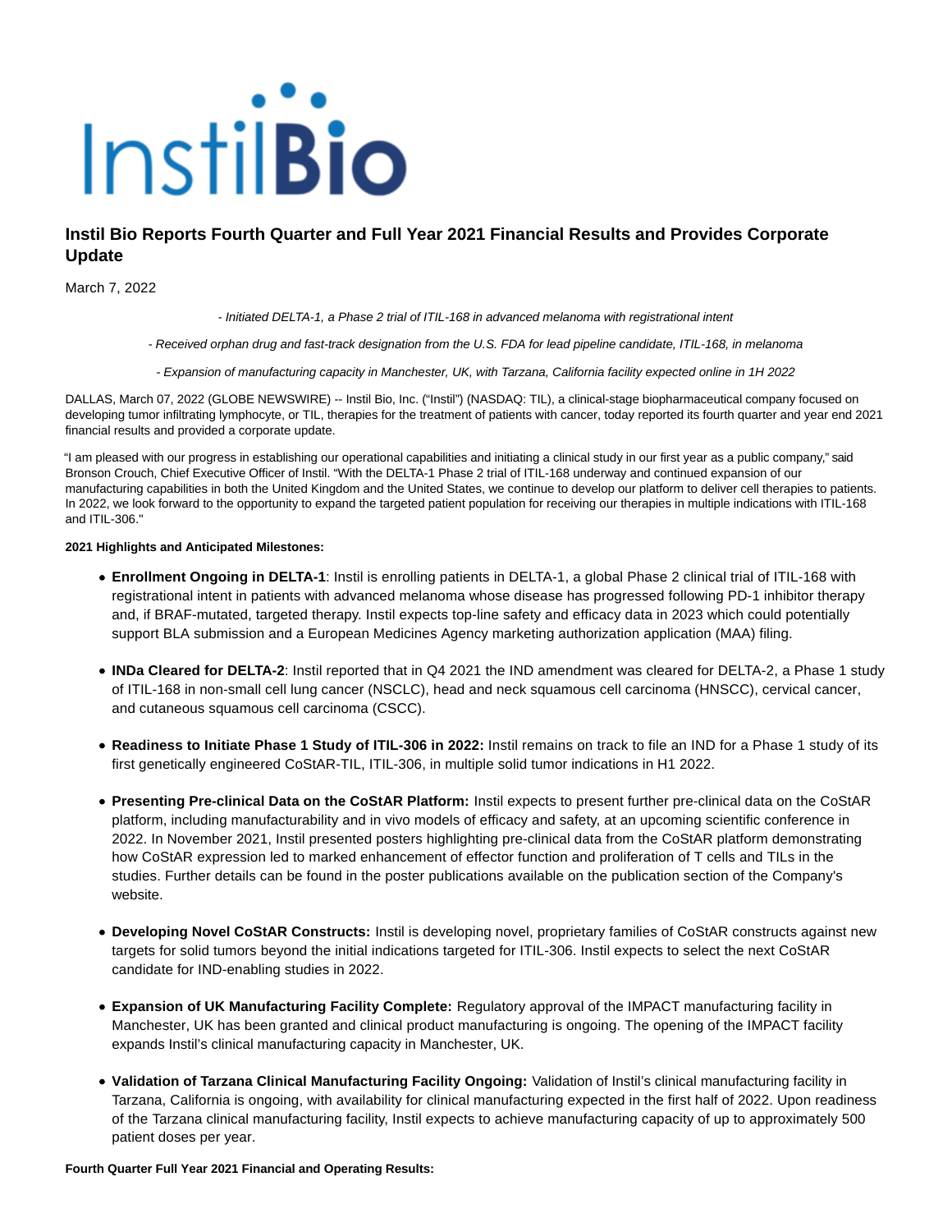# Instil Bio Reports Fourth Quarter and Full Year 2021 Financial Results and Provides Corporate Update

March 7, 2022

*- Initiated DELTA-1, a Phase 2 trial of ITIL-168 in advanced melanoma with registrational intent*

*- Received orphan drug and fast-track designation from the U.S. FDA for lead pipeline candidate, ITIL-168, in melanoma*

*- Expansion of manufacturing capacity in Manchester, UK, with Tarzana, California facility expected online in 1H 2022*

DALLAS, March 07, 2022 (GLOBE NEWSWIRE) -- Instil Bio, Inc. ("Instil") (NASDAQ: TIL), a clinical-stage biopharmaceutical company focused on developing tumor infiltrating lymphocyte, or TIL, therapies for the treatment of patients with cancer, today reported its fourth quarter and year end 2021 financial results and provided a corporate update.

"I am pleased with our progress in establishing our operational capabilities and initiating a clinical study in our first year as a public company," said Bronson Crouch, Chief Executive Officer of Instil. "With the DELTA-1 Phase 2 trial of ITIL-168 underway and continued expansion of our manufacturing capabilities in both the United Kingdom and the United States, we continue to develop our platform to deliver cell therapies to patients. In 2022, we look forward to the opportunity to expand the targeted patient population for receiving our therapies in multiple indications with ITIL-168 and ITIL-306."

**2021 Highlights and Anticipated Milestones:**

- **Enrollment Ongoing in DELTA-1**: Instil is enrolling patients in DELTA-1, a global Phase 2 clinical trial of ITIL-168 with registrational intent in patients with advanced melanoma whose disease has progressed following PD-1 inhibitor therapy and, if BRAF-mutated, targeted therapy. Instil expects top-line safety and efficacy data in 2023 which could potentially support BLA submission and a European Medicines Agency marketing authorization application (MAA) filing.
- **INDa Cleared for DELTA-2**: Instil reported that in Q4 2021 the IND amendment was cleared for DELTA-2, a Phase 1 study of ITIL-168 in non-small cell lung cancer (NSCLC), head and neck squamous cell carcinoma (HNSCC), cervical cancer, and cutaneous squamous cell carcinoma (CSCC).
- **Readiness to Initiate Phase 1 Study of ITIL-306 in 2022:** Instil remains on track to file an IND for a Phase 1 study of its first genetically engineered CoStAR-TIL, ITIL-306, in multiple solid tumor indications in H1 2022.
- **Presenting Pre-clinical Data on the CoStAR Platform:** Instil expects to present further pre-clinical data on the CoStAR platform, including manufacturability and in vivo models of efficacy and safety, at an upcoming scientific conference in 2022. In November 2021, Instil presented posters highlighting pre-clinical data from the CoStAR platform demonstrating how CoStAR expression led to marked enhancement of effector function and proliferation of T cells and TILs in the studies. Further details can be found in the poster publications available on the publication section of the Company's website.
- **Developing Novel CoStAR Constructs:** Instil is developing novel, proprietary families of CoStAR constructs against new targets for solid tumors beyond the initial indications targeted for ITIL-306. Instil expects to select the next CoStAR candidate for IND-enabling studies in 2022.
- **Expansion of UK Manufacturing Facility Complete:** Regulatory approval of the IMPACT manufacturing facility in Manchester, UK has been granted and clinical product manufacturing is ongoing. The opening of the IMPACT facility expands Instil's clinical manufacturing capacity in Manchester, UK.
- **Validation of Tarzana Clinical Manufacturing Facility Ongoing:** Validation of Instil's clinical manufacturing facility in Tarzana, California is ongoing, with availability for clinical manufacturing expected in the first half of 2022. Upon readiness of the Tarzana clinical manufacturing facility, Instil expects to achieve manufacturing capacity of up to approximately 500 patient doses per year.

**Fourth Quarter Full Year 2021 Financial and Operating Results:**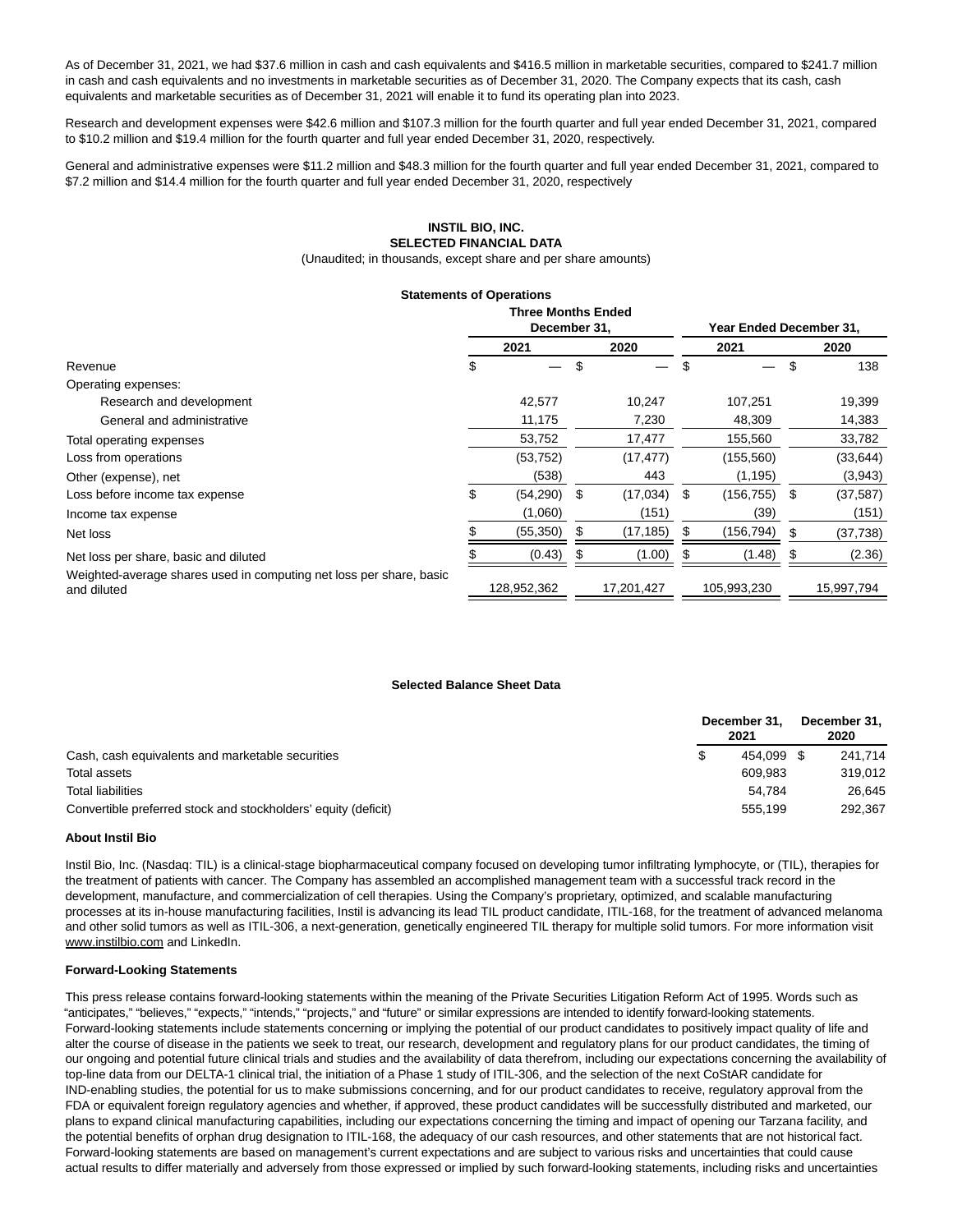As of December 31, 2021, we had $37.6 million in cash and cash equivalents and $416.5 million in marketable securities, compared to $241.7 million in cash and cash equivalents and no investments in marketable securities as of December 31, 2020. The Company expects that its cash, cash equivalents and marketable securities as of December 31, 2021 will enable it to fund its operating plan into 2023.

Research and development expenses were $42.6 million and $107.3 million for the fourth quarter and full year ended December 31, 2021, compared to $10.2 million and $19.4 million for the fourth quarter and full year ended December 31, 2020, respectively.

General and administrative expenses were $11.2 million and $48.3 million for the fourth quarter and full year ended December 31, 2021, compared to $7.2 million and $14.4 million for the fourth quarter and full year ended December 31, 2020, respectively

**INSTIL BIO, INC.**
**SELECTED FINANCIAL DATA**
(Unaudited; in thousands, except share and per share amounts)

**Statements of Operations**

| | Three Months Ended December 31, | | Year Ended December 31, | |
|---|---|---|---|---|
| | 2021 | 2020 | 2021 | 2020 |
| Revenue | $ — | $ — | $ — | $ 138 |
| Operating expenses: | | | | |
| Research and development | 42,577 | 10,247 | 107,251 | 19,399 |
| General and administrative | 11,175 | 7,230 | 48,309 | 14,383 |
| Total operating expenses | 53,752 | 17,477 | 155,560 | 33,782 |
| Loss from operations | (53,752) | (17,477) | (155,560) | (33,644) |
| Other (expense), net | (538) | 443 | (1,195) | (3,943) |
| Loss before income tax expense | $ (54,290) | $ (17,034) | $ (156,755) | $ (37,587) |
| Income tax expense | (1,060) | (151) | (39) | (151) |
| Net loss | $ (55,350) | $ (17,185) | $ (156,794) | $ (37,738) |
| Net loss per share, basic and diluted | $ (0.43) | $ (1.00) | $ (1.48) | $ (2.36) |
| Weighted-average shares used in computing net loss per share, basic and diluted | 128,952,362 | 17,201,427 | 105,993,230 | 15,997,794 |

**Selected Balance Sheet Data**

| | December 31, 2021 | December 31, 2020 |
|---|---|---|
| Cash, cash equivalents and marketable securities | $ 454,099 | $ 241,714 |
| Total assets | 609,983 | 319,012 |
| Total liabilities | 54,784 | 26,645 |
| Convertible preferred stock and stockholders' equity (deficit) | 555,199 | 292,367 |

**About Instil Bio**

Instil Bio, Inc. (Nasdaq: TIL) is a clinical-stage biopharmaceutical company focused on developing tumor infiltrating lymphocyte, or (TIL), therapies for the treatment of patients with cancer. The Company has assembled an accomplished management team with a successful track record in the development, manufacture, and commercialization of cell therapies. Using the Company's proprietary, optimized, and scalable manufacturing processes at its in-house manufacturing facilities, Instil is advancing its lead TIL product candidate, ITIL-168, for the treatment of advanced melanoma and other solid tumors as well as ITIL-306, a next-generation, genetically engineered TIL therapy for multiple solid tumors. For more information visit www.instilbio.com and LinkedIn.

**Forward-Looking Statements**

This press release contains forward-looking statements within the meaning of the Private Securities Litigation Reform Act of 1995. Words such as "anticipates," "believes," "expects," "intends," "projects," and "future" or similar expressions are intended to identify forward-looking statements. Forward-looking statements include statements concerning or implying the potential of our product candidates to positively impact quality of life and alter the course of disease in the patients we seek to treat, our research, development and regulatory plans for our product candidates, the timing of our ongoing and potential future clinical trials and studies and the availability of data therefrom, including our expectations concerning the availability of top-line data from our DELTA-1 clinical trial, the initiation of a Phase 1 study of ITIL-306, and the selection of the next CoStAR candidate for IND-enabling studies, the potential for us to make submissions concerning, and for our product candidates to receive, regulatory approval from the FDA or equivalent foreign regulatory agencies and whether, if approved, these product candidates will be successfully distributed and marketed, our plans to expand clinical manufacturing capabilities, including our expectations concerning the timing and impact of opening our Tarzana facility, and the potential benefits of orphan drug designation to ITIL-168, the adequacy of our cash resources, and other statements that are not historical fact. Forward-looking statements are based on management's current expectations and are subject to various risks and uncertainties that could cause actual results to differ materially and adversely from those expressed or implied by such forward-looking statements, including risks and uncertainties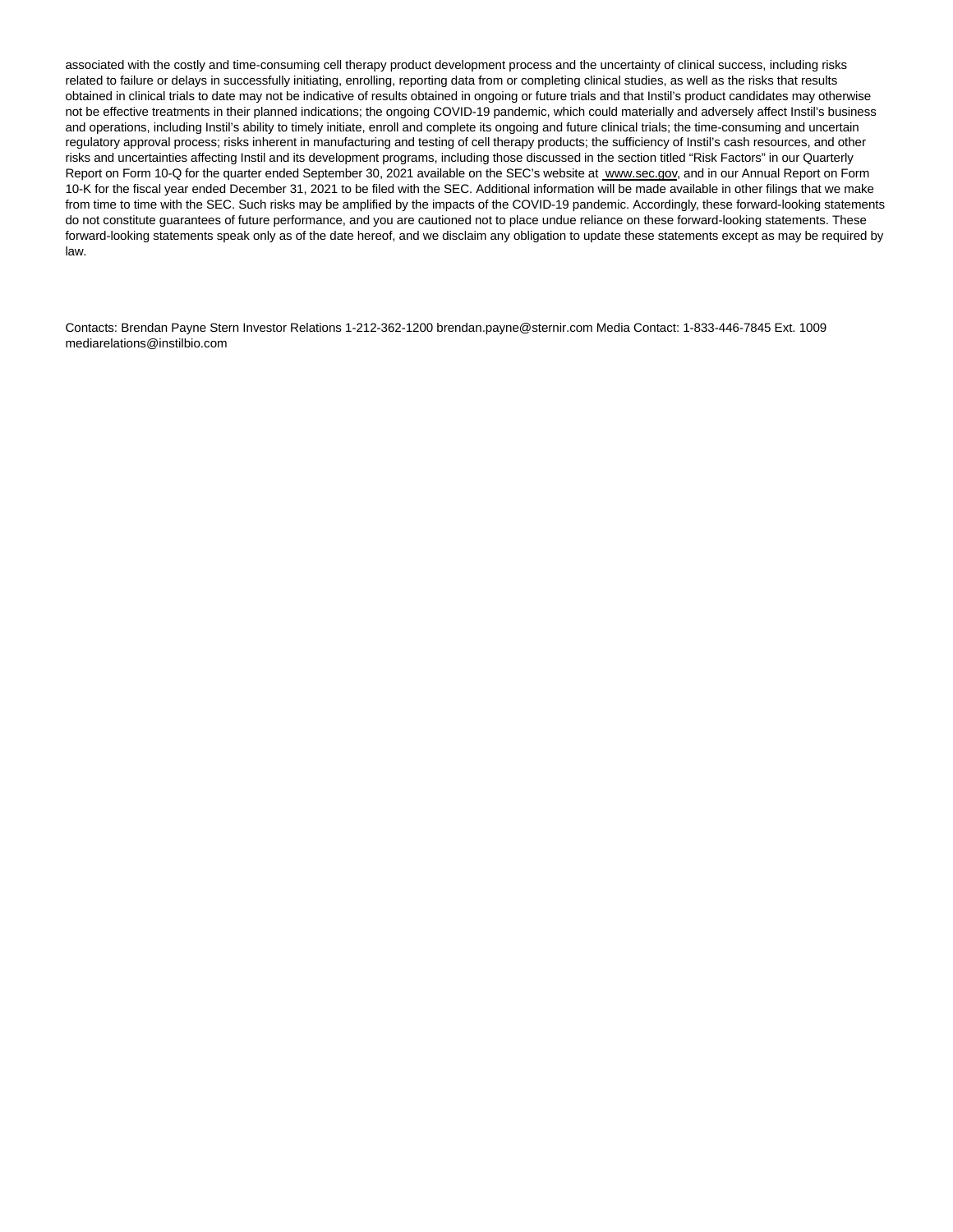associated with the costly and time-consuming cell therapy product development process and the uncertainty of clinical success, including risks related to failure or delays in successfully initiating, enrolling, reporting data from or completing clinical studies, as well as the risks that results obtained in clinical trials to date may not be indicative of results obtained in ongoing or future trials and that Instil's product candidates may otherwise not be effective treatments in their planned indications; the ongoing COVID-19 pandemic, which could materially and adversely affect Instil's business and operations, including Instil's ability to timely initiate, enroll and complete its ongoing and future clinical trials; the time-consuming and uncertain regulatory approval process; risks inherent in manufacturing and testing of cell therapy products; the sufficiency of Instil's cash resources, and other risks and uncertainties affecting Instil and its development programs, including those discussed in the section titled "Risk Factors" in our Quarterly Report on Form 10-Q for the quarter ended September 30, 2021 available on the SEC's website at www.sec.gov, and in our Annual Report on Form 10-K for the fiscal year ended December 31, 2021 to be filed with the SEC. Additional information will be made available in other filings that we make from time to time with the SEC. Such risks may be amplified by the impacts of the COVID-19 pandemic. Accordingly, these forward-looking statements do not constitute guarantees of future performance, and you are cautioned not to place undue reliance on these forward-looking statements. These forward-looking statements speak only as of the date hereof, and we disclaim any obligation to update these statements except as may be required by law.

Contacts: Brendan Payne Stern Investor Relations 1-212-362-1200 brendan.payne@sternir.com Media Contact: 1-833-446-7845 Ext. 1009 mediarelations@instilbio.com